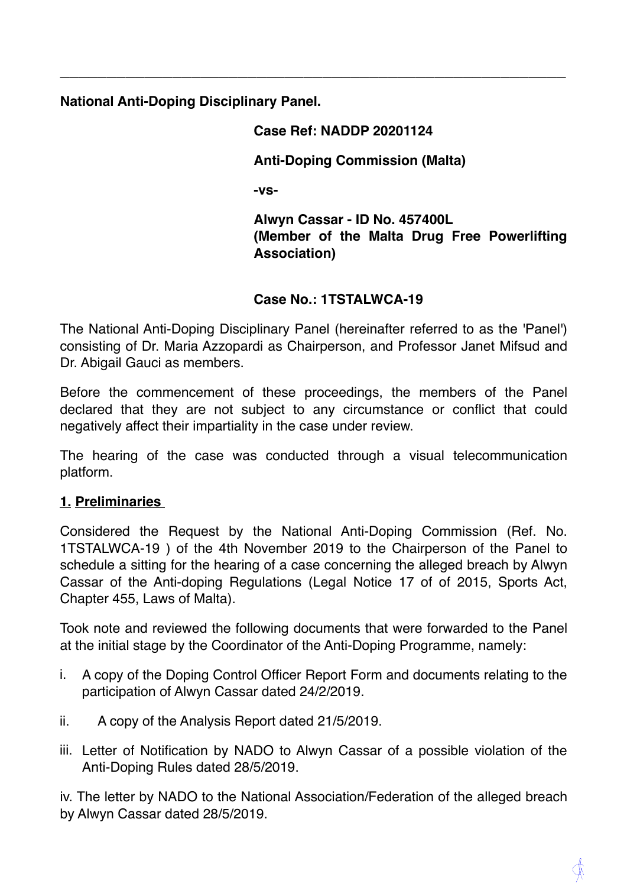---

**National Anti-Doping Disciplinary Panel.**

**Case Ref: NADDP 20201124**

**Anti-Doping Commission (Malta)**

**-vs-**

**Alwyn Cassar - ID No. 457400L**
**(Member of the Malta Drug Free Powerlifting Association)**

**Case No.: 1TSTALWCA-19**

The National Anti-Doping Disciplinary Panel (hereinafter referred to as the 'Panel') consisting of Dr. Maria Azzopardi as Chairperson, and Professor Janet Mifsud and Dr. Abigail Gauci as members.

Before the commencement of these proceedings, the members of the Panel declared that they are not subject to any circumstance or conflict that could negatively affect their impartiality in the case under review.

The hearing of the case was conducted through a visual telecommunication platform.

## 1. Preliminaries

Considered the Request by the National Anti-Doping Commission (Ref. No. 1TSTALWCA-19 ) of the 4th November 2019 to the Chairperson of the Panel to schedule a sitting for the hearing of a case concerning the alleged breach by Alwyn Cassar of the Anti-doping Regulations (Legal Notice 17 of of 2015, Sports Act, Chapter 455, Laws of Malta).

Took note and reviewed the following documents that were forwarded to the Panel at the initial stage by the Coordinator of the Anti-Doping Programme, namely:

i. A copy of the Doping Control Officer Report Form and documents relating to the participation of Alwyn Cassar dated 24/2/2019.

ii. A copy of the Analysis Report dated 21/5/2019.

iii. Letter of Notification by NADO to Alwyn Cassar of a possible violation of the Anti-Doping Rules dated 28/5/2019.

iv. The letter by NADO to the National Association/Federation of the alleged breach by Alwyn Cassar dated 28/5/2019.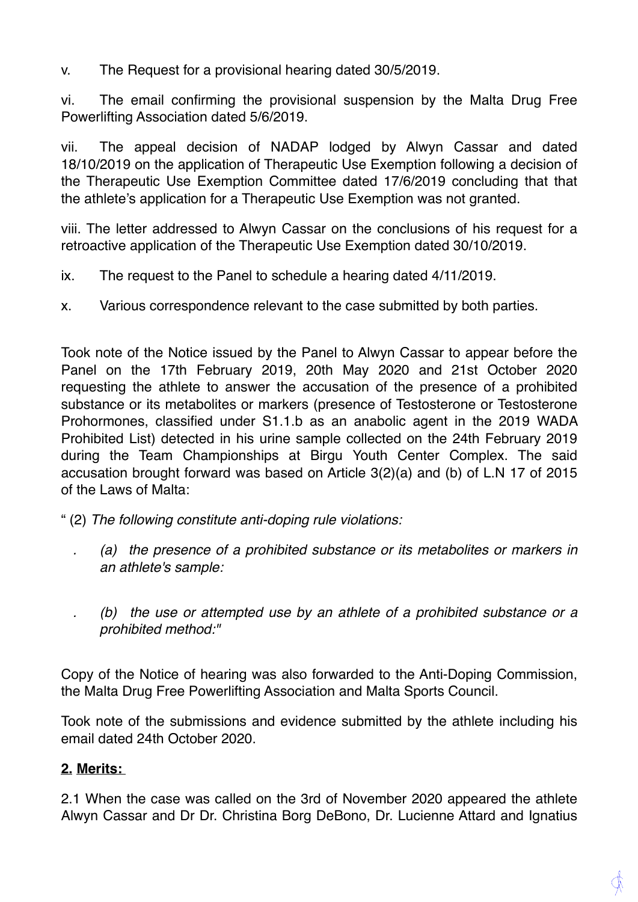v. The Request for a provisional hearing dated 30/5/2019.

vi. The email confirming the provisional suspension by the Malta Drug Free Powerlifting Association dated 5/6/2019.

vii. The appeal decision of NADAP lodged by Alwyn Cassar and dated 18/10/2019 on the application of Therapeutic Use Exemption following a decision of the Therapeutic Use Exemption Committee dated 17/6/2019 concluding that that the athlete's application for a Therapeutic Use Exemption was not granted.

viii. The letter addressed to Alwyn Cassar on the conclusions of his request for a retroactive application of the Therapeutic Use Exemption dated 30/10/2019.

ix. The request to the Panel to schedule a hearing dated 4/11/2019.

x. Various correspondence relevant to the case submitted by both parties.

Took note of the Notice issued by the Panel to Alwyn Cassar to appear before the Panel on the 17th February 2019, 20th May 2020 and 21st October 2020 requesting the athlete to answer the accusation of the presence of a prohibited substance or its metabolites or markers (presence of Testosterone or Testosterone Prohormones, classified under S1.1.b as an anabolic agent in the 2019 WADA Prohibited List) detected in his urine sample collected on the 24th February 2019 during the Team Championships at Birgu Youth Center Complex. The said accusation brought forward was based on Article 3(2)(a) and (b) of L.N 17 of 2015 of the Laws of Malta:

" (2) *The following constitute anti-doping rule violations:*

- *(a) the presence of a prohibited substance or its metabolites or markers in an athlete's sample:*

- *(b) the use or attempted use by an athlete of a prohibited substance or a prohibited method:"*

Copy of the Notice of hearing was also forwarded to the Anti-Doping Commission, the Malta Drug Free Powerlifting Association and Malta Sports Council.

Took note of the submissions and evidence submitted by the athlete including his email dated 24th October 2020.

## 2. Merits:

2.1 When the case was called on the 3rd of November 2020 appeared the athlete Alwyn Cassar and Dr Dr. Christina Borg DeBono, Dr. Lucienne Attard and Ignatius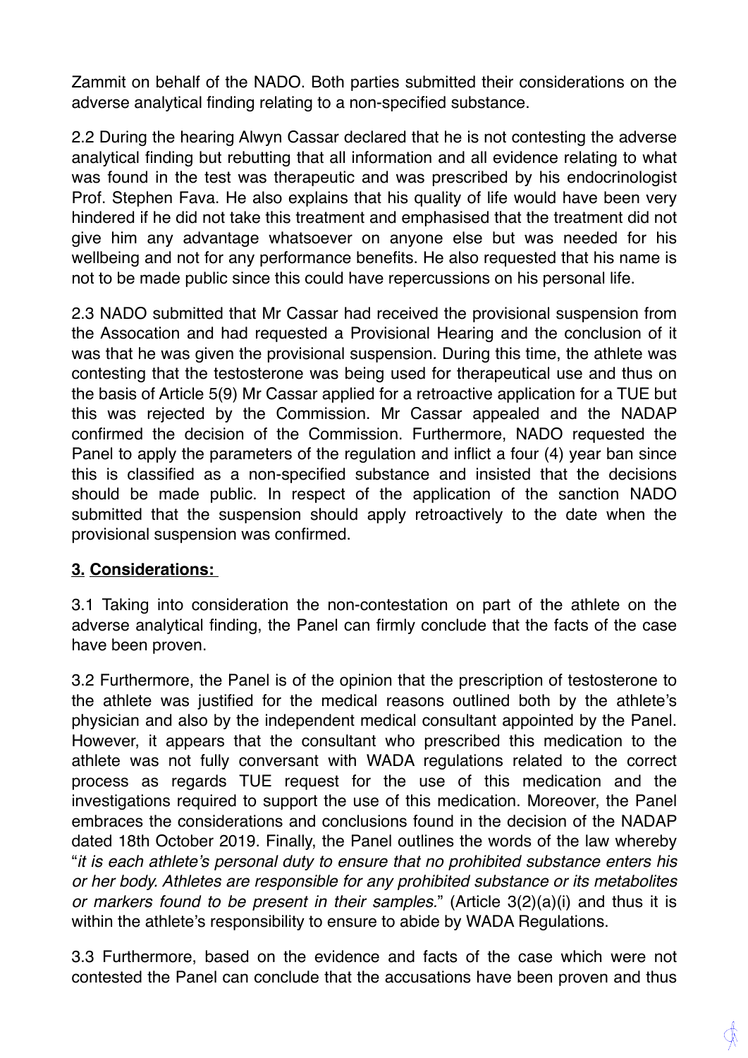Zammit on behalf of the NADO. Both parties submitted their considerations on the adverse analytical finding relating to a non-specified substance.

2.2 During the hearing Alwyn Cassar declared that he is not contesting the adverse analytical finding but rebutting that all information and all evidence relating to what was found in the test was therapeutic and was prescribed by his endocrinologist Prof. Stephen Fava. He also explains that his quality of life would have been very hindered if he did not take this treatment and emphasised that the treatment did not give him any advantage whatsoever on anyone else but was needed for his wellbeing and not for any performance benefits. He also requested that his name is not to be made public since this could have repercussions on his personal life.

2.3 NADO submitted that Mr Cassar had received the provisional suspension from the Assocation and had requested a Provisional Hearing and the conclusion of it was that he was given the provisional suspension. During this time, the athlete was contesting that the testosterone was being used for therapeutical use and thus on the basis of Article 5(9) Mr Cassar applied for a retroactive application for a TUE but this was rejected by the Commission. Mr Cassar appealed and the NADAP confirmed the decision of the Commission. Furthermore, NADO requested the Panel to apply the parameters of the regulation and inflict a four (4) year ban since this is classified as a non-specified substance and insisted that the decisions should be made public. In respect of the application of the sanction NADO submitted that the suspension should apply retroactively to the date when the provisional suspension was confirmed.

## 3. Considerations:

3.1 Taking into consideration the non-contestation on part of the athlete on the adverse analytical finding, the Panel can firmly conclude that the facts of the case have been proven.

3.2 Furthermore, the Panel is of the opinion that the prescription of testosterone to the athlete was justified for the medical reasons outlined both by the athlete's physician and also by the independent medical consultant appointed by the Panel. However, it appears that the consultant who prescribed this medication to the athlete was not fully conversant with WADA regulations related to the correct process as regards TUE request for the use of this medication and the investigations required to support the use of this medication. Moreover, the Panel embraces the considerations and conclusions found in the decision of the NADAP dated 18th October 2019. Finally, the Panel outlines the words of the law whereby "*it is each athlete's personal duty to ensure that no prohibited substance enters his or her body. Athletes are responsible for any prohibited substance or its metabolites or markers found to be present in their samples.*" (Article 3(2)(a)(i) and thus it is within the athlete's responsibility to ensure to abide by WADA Regulations.

3.3 Furthermore, based on the evidence and facts of the case which were not contested the Panel can conclude that the accusations have been proven and thus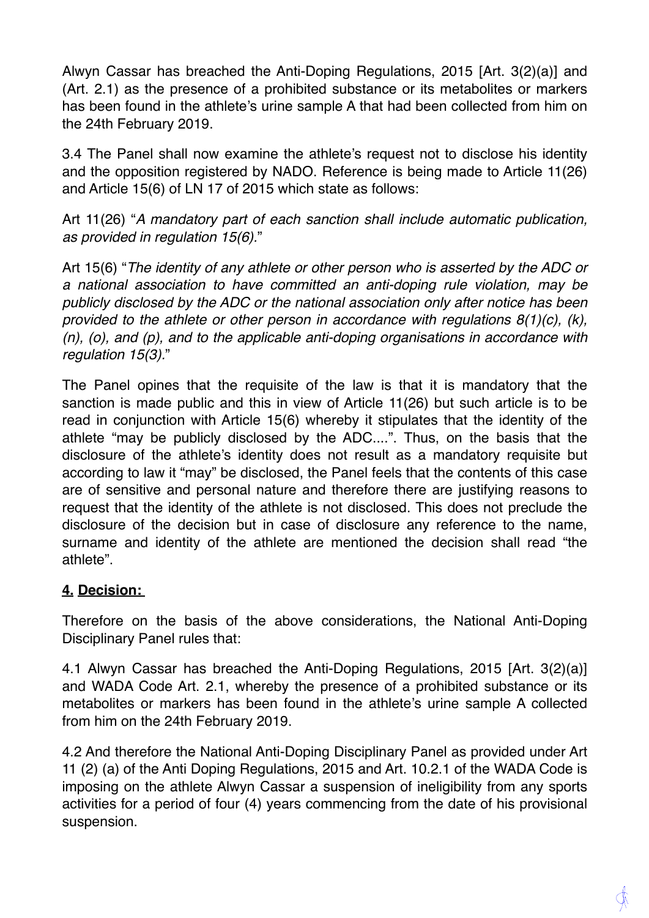Alwyn Cassar has breached the Anti-Doping Regulations, 2015 [Art. 3(2)(a)] and (Art. 2.1) as the presence of a prohibited substance or its metabolites or markers has been found in the athlete's urine sample A that had been collected from him on the 24th February 2019.

3.4 The Panel shall now examine the athlete's request not to disclose his identity and the opposition registered by NADO. Reference is being made to Article 11(26) and Article 15(6) of LN 17 of 2015 which state as follows:

Art 11(26) "*A mandatory part of each sanction shall include automatic publication, as provided in regulation 15(6).*"

Art 15(6) "*The identity of any athlete or other person who is asserted by the ADC or a national association to have committed an anti-doping rule violation, may be publicly disclosed by the ADC or the national association only after notice has been provided to the athlete or other person in accordance with regulations 8(1)(c), (k), (n), (o), and (p), and to the applicable anti-doping organisations in accordance with regulation 15(3).*"

The Panel opines that the requisite of the law is that it is mandatory that the sanction is made public and this in view of Article 11(26) but such article is to be read in conjunction with Article 15(6) whereby it stipulates that the identity of the athlete "may be publicly disclosed by the ADC....". Thus, on the basis that the disclosure of the athlete's identity does not result as a mandatory requisite but according to law it "may" be disclosed, the Panel feels that the contents of this case are of sensitive and personal nature and therefore there are justifying reasons to request that the identity of the athlete is not disclosed. This does not preclude the disclosure of the decision but in case of disclosure any reference to the name, surname and identity of the athlete are mentioned the decision shall read "the athlete".

## 4. Decision:

Therefore on the basis of the above considerations, the National Anti-Doping Disciplinary Panel rules that:

4.1 Alwyn Cassar has breached the Anti-Doping Regulations, 2015 [Art. 3(2)(a)] and WADA Code Art. 2.1, whereby the presence of a prohibited substance or its metabolites or markers has been found in the athlete's urine sample A collected from him on the 24th February 2019.

4.2 And therefore the National Anti-Doping Disciplinary Panel as provided under Art 11 (2) (a) of the Anti Doping Regulations, 2015 and Art. 10.2.1 of the WADA Code is imposing on the athlete Alwyn Cassar a suspension of ineligibility from any sports activities for a period of four (4) years commencing from the date of his provisional suspension.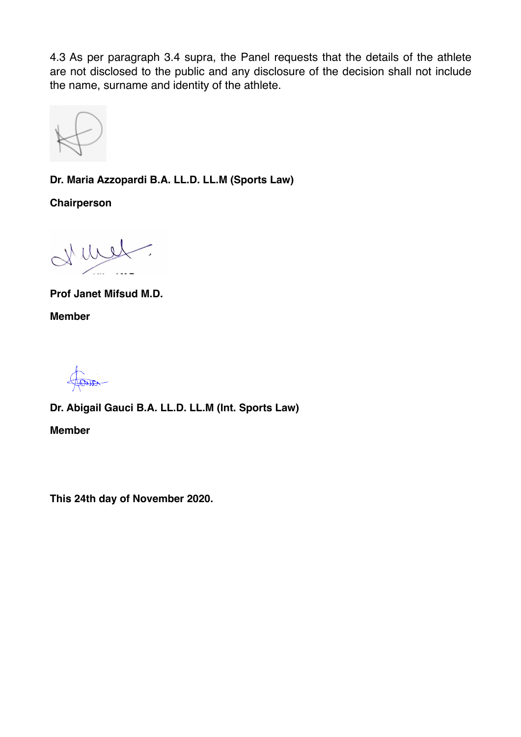4.3 As per paragraph 3.4 supra, the Panel requests that the details of the athlete are not disclosed to the public and any disclosure of the decision shall not include the name, surname and identity of the athlete.

**Dr. Maria Azzopardi B.A. LL.D. LL.M (Sports Law)**

**Chairperson**

**Prof Janet Mifsud M.D.**

**Member**

**Dr. Abigail Gauci B.A. LL.D. LL.M (Int. Sports Law)**

**Member**

**This 24th day of November 2020.**